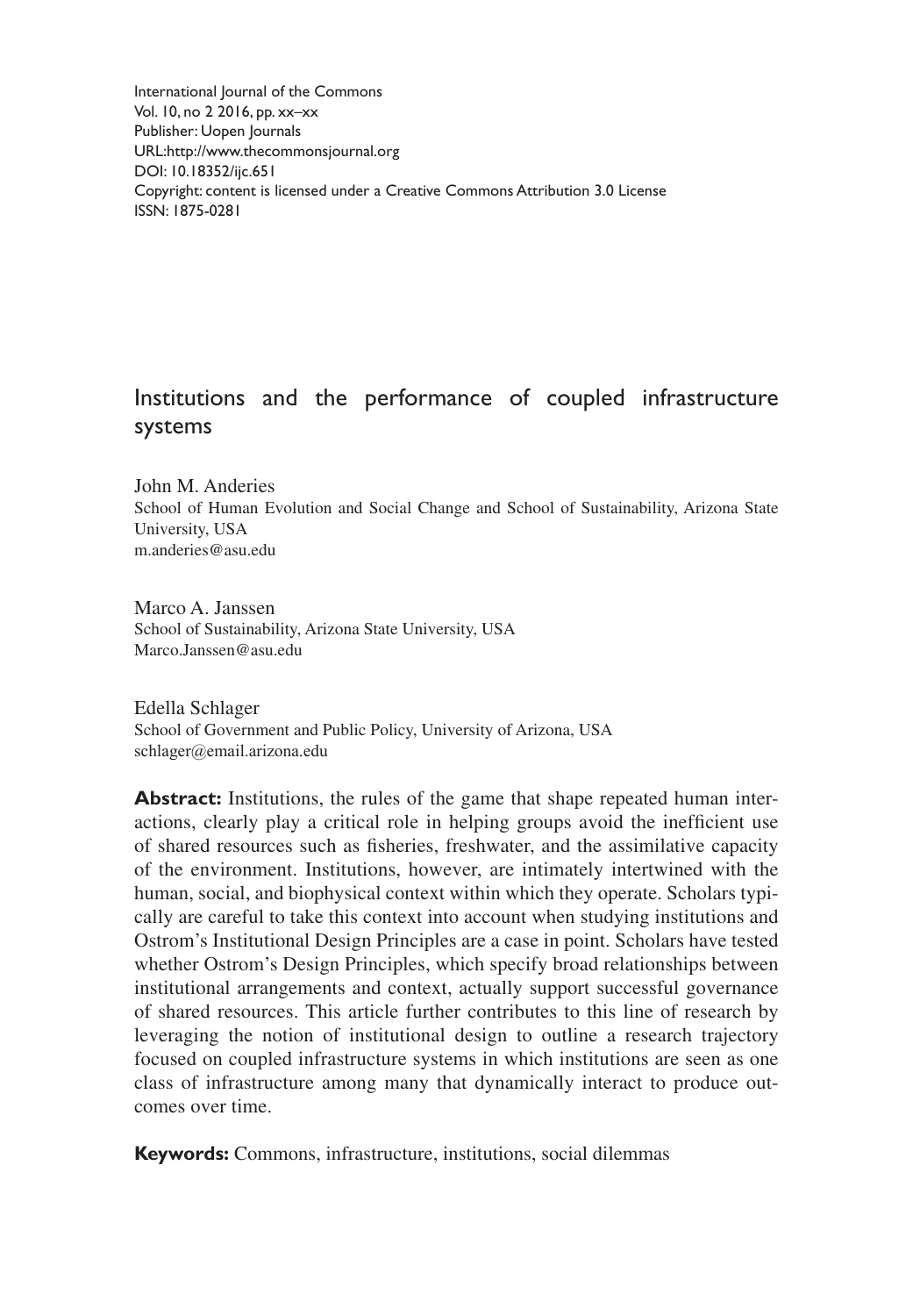International Journal of the Commons
Vol. 10, no 2 2016, pp. xx–xx
Publisher: Uopen Journals
URL:http://www.thecommonsjournal.org
DOI: 10.18352/ijc.651
Copyright: content is licensed under a Creative Commons Attribution 3.0 License
ISSN: 1875-0281

# Institutions and the performance of coupled infrastructure systems

John M. Anderies
School of Human Evolution and Social Change and School of Sustainability, Arizona State University, USA
m.anderies@asu.edu

Marco A. Janssen
School of Sustainability, Arizona State University, USA
Marco.Janssen@asu.edu

Edella Schlager
School of Government and Public Policy, University of Arizona, USA
schlager@email.arizona.edu

**Abstract:** Institutions, the rules of the game that shape repeated human interactions, clearly play a critical role in helping groups avoid the inefficient use of shared resources such as fisheries, freshwater, and the assimilative capacity of the environment. Institutions, however, are intimately intertwined with the human, social, and biophysical context within which they operate. Scholars typically are careful to take this context into account when studying institutions and Ostrom's Institutional Design Principles are a case in point. Scholars have tested whether Ostrom's Design Principles, which specify broad relationships between institutional arrangements and context, actually support successful governance of shared resources. This article further contributes to this line of research by leveraging the notion of institutional design to outline a research trajectory focused on coupled infrastructure systems in which institutions are seen as one class of infrastructure among many that dynamically interact to produce outcomes over time.

**Keywords:** Commons, infrastructure, institutions, social dilemmas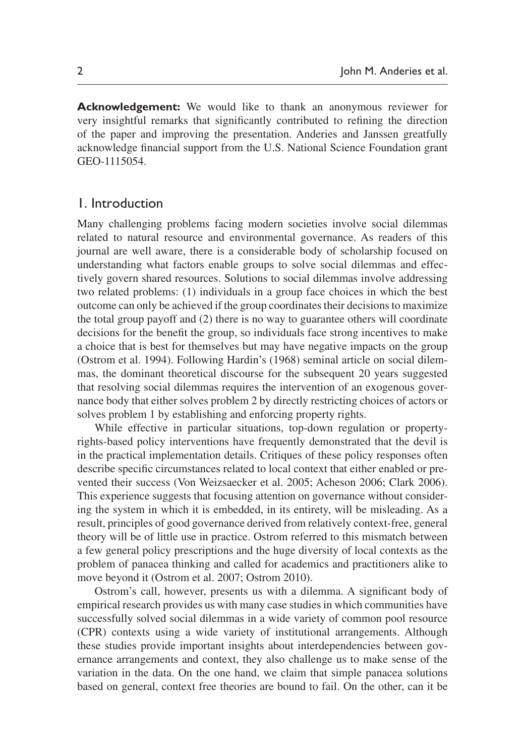**Acknowledgement:** We would like to thank an anonymous reviewer for very insightful remarks that significantly contributed to refining the direction of the paper and improving the presentation. Anderies and Janssen greatfully acknowledge financial support from the U.S. National Science Foundation grant GEO-1115054.

## 1. Introduction

Many challenging problems facing modern societies involve social dilemmas related to natural resource and environmental governance. As readers of this journal are well aware, there is a considerable body of scholarship focused on understanding what factors enable groups to solve social dilemmas and effectively govern shared resources. Solutions to social dilemmas involve addressing two related problems: (1) individuals in a group face choices in which the best outcome can only be achieved if the group coordinates their decisions to maximize the total group payoff and (2) there is no way to guarantee others will coordinate decisions for the benefit the group, so individuals face strong incentives to make a choice that is best for themselves but may have negative impacts on the group (Ostrom et al. 1994). Following Hardin's (1968) seminal article on social dilemmas, the dominant theoretical discourse for the subsequent 20 years suggested that resolving social dilemmas requires the intervention of an exogenous governance body that either solves problem 2 by directly restricting choices of actors or solves problem 1 by establishing and enforcing property rights.

While effective in particular situations, top-down regulation or property-rights-based policy interventions have frequently demonstrated that the devil is in the practical implementation details. Critiques of these policy responses often describe specific circumstances related to local context that either enabled or prevented their success (Von Weizsaecker et al. 2005; Acheson 2006; Clark 2006). This experience suggests that focusing attention on governance without considering the system in which it is embedded, in its entirety, will be misleading. As a result, principles of good governance derived from relatively context-free, general theory will be of little use in practice. Ostrom referred to this mismatch between a few general policy prescriptions and the huge diversity of local contexts as the problem of panacea thinking and called for academics and practitioners alike to move beyond it (Ostrom et al. 2007; Ostrom 2010).

Ostrom's call, however, presents us with a dilemma. A significant body of empirical research provides us with many case studies in which communities have successfully solved social dilemmas in a wide variety of common pool resource (CPR) contexts using a wide variety of institutional arrangements. Although these studies provide important insights about interdependencies between governance arrangements and context, they also challenge us to make sense of the variation in the data. On the one hand, we claim that simple panacea solutions based on general, context free theories are bound to fail. On the other, can it be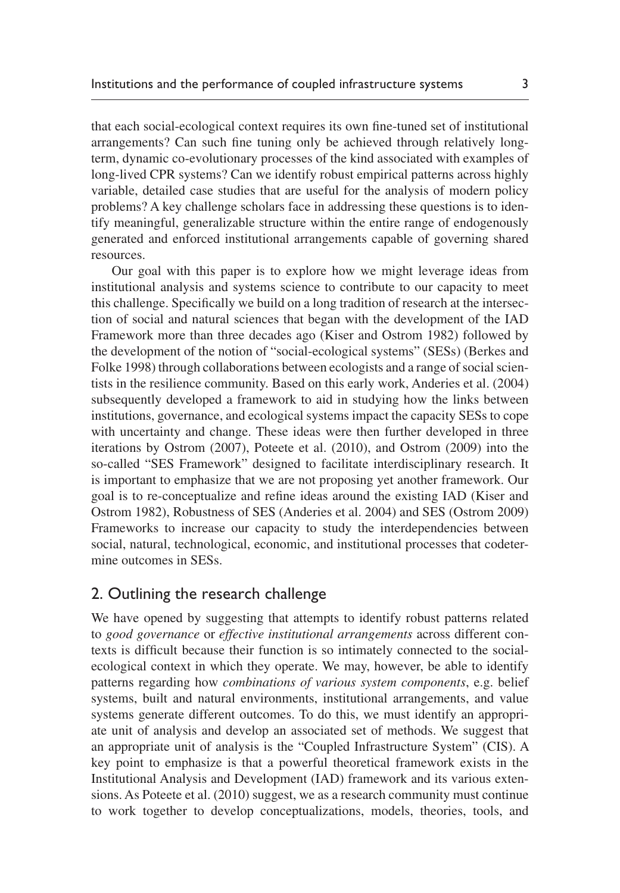that each social-ecological context requires its own fine-tuned set of institutional arrangements? Can such fine tuning only be achieved through relatively long-term, dynamic co-evolutionary processes of the kind associated with examples of long-lived CPR systems? Can we identify robust empirical patterns across highly variable, detailed case studies that are useful for the analysis of modern policy problems? A key challenge scholars face in addressing these questions is to identify meaningful, generalizable structure within the entire range of endogenously generated and enforced institutional arrangements capable of governing shared resources.

Our goal with this paper is to explore how we might leverage ideas from institutional analysis and systems science to contribute to our capacity to meet this challenge. Specifically we build on a long tradition of research at the intersection of social and natural sciences that began with the development of the IAD Framework more than three decades ago (Kiser and Ostrom 1982) followed by the development of the notion of "social-ecological systems" (SESs) (Berkes and Folke 1998) through collaborations between ecologists and a range of social scientists in the resilience community. Based on this early work, Anderies et al. (2004) subsequently developed a framework to aid in studying how the links between institutions, governance, and ecological systems impact the capacity SESs to cope with uncertainty and change. These ideas were then further developed in three iterations by Ostrom (2007), Poteete et al. (2010), and Ostrom (2009) into the so-called "SES Framework" designed to facilitate interdisciplinary research. It is important to emphasize that we are not proposing yet another framework. Our goal is to re-conceptualize and refine ideas around the existing IAD (Kiser and Ostrom 1982), Robustness of SES (Anderies et al. 2004) and SES (Ostrom 2009) Frameworks to increase our capacity to study the interdependencies between social, natural, technological, economic, and institutional processes that codetermine outcomes in SESs.

## 2. Outlining the research challenge

We have opened by suggesting that attempts to identify robust patterns related to *good governance* or *effective institutional arrangements* across different contexts is difficult because their function is so intimately connected to the social-ecological context in which they operate. We may, however, be able to identify patterns regarding how *combinations of various system components*, e.g. belief systems, built and natural environments, institutional arrangements, and value systems generate different outcomes. To do this, we must identify an appropriate unit of analysis and develop an associated set of methods. We suggest that an appropriate unit of analysis is the "Coupled Infrastructure System" (CIS). A key point to emphasize is that a powerful theoretical framework exists in the Institutional Analysis and Development (IAD) framework and its various extensions. As Poteete et al. (2010) suggest, we as a research community must continue to work together to develop conceptualizations, models, theories, tools, and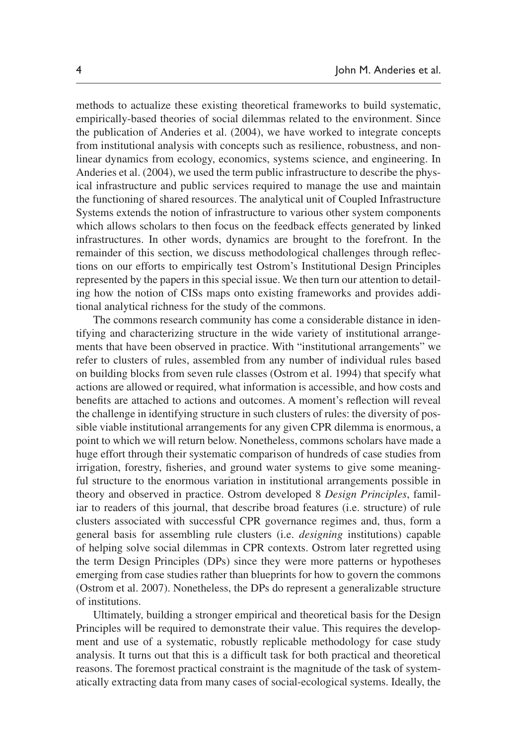methods to actualize these existing theoretical frameworks to build systematic, empirically-based theories of social dilemmas related to the environment. Since the publication of Anderies et al. (2004), we have worked to integrate concepts from institutional analysis with concepts such as resilience, robustness, and nonlinear dynamics from ecology, economics, systems science, and engineering. In Anderies et al. (2004), we used the term public infrastructure to describe the physical infrastructure and public services required to manage the use and maintain the functioning of shared resources. The analytical unit of Coupled Infrastructure Systems extends the notion of infrastructure to various other system components which allows scholars to then focus on the feedback effects generated by linked infrastructures. In other words, dynamics are brought to the forefront. In the remainder of this section, we discuss methodological challenges through reflections on our efforts to empirically test Ostrom's Institutional Design Principles represented by the papers in this special issue. We then turn our attention to detailing how the notion of CISs maps onto existing frameworks and provides additional analytical richness for the study of the commons.

The commons research community has come a considerable distance in identifying and characterizing structure in the wide variety of institutional arrangements that have been observed in practice. With "institutional arrangements" we refer to clusters of rules, assembled from any number of individual rules based on building blocks from seven rule classes (Ostrom et al. 1994) that specify what actions are allowed or required, what information is accessible, and how costs and benefits are attached to actions and outcomes. A moment's reflection will reveal the challenge in identifying structure in such clusters of rules: the diversity of possible viable institutional arrangements for any given CPR dilemma is enormous, a point to which we will return below. Nonetheless, commons scholars have made a huge effort through their systematic comparison of hundreds of case studies from irrigation, forestry, fisheries, and ground water systems to give some meaningful structure to the enormous variation in institutional arrangements possible in theory and observed in practice. Ostrom developed 8 *Design Principles*, familiar to readers of this journal, that describe broad features (i.e. structure) of rule clusters associated with successful CPR governance regimes and, thus, form a general basis for assembling rule clusters (i.e. *designing* institutions) capable of helping solve social dilemmas in CPR contexts. Ostrom later regretted using the term Design Principles (DPs) since they were more patterns or hypotheses emerging from case studies rather than blueprints for how to govern the commons (Ostrom et al. 2007). Nonetheless, the DPs do represent a generalizable structure of institutions.

Ultimately, building a stronger empirical and theoretical basis for the Design Principles will be required to demonstrate their value. This requires the development and use of a systematic, robustly replicable methodology for case study analysis. It turns out that this is a difficult task for both practical and theoretical reasons. The foremost practical constraint is the magnitude of the task of systematically extracting data from many cases of social-ecological systems. Ideally, the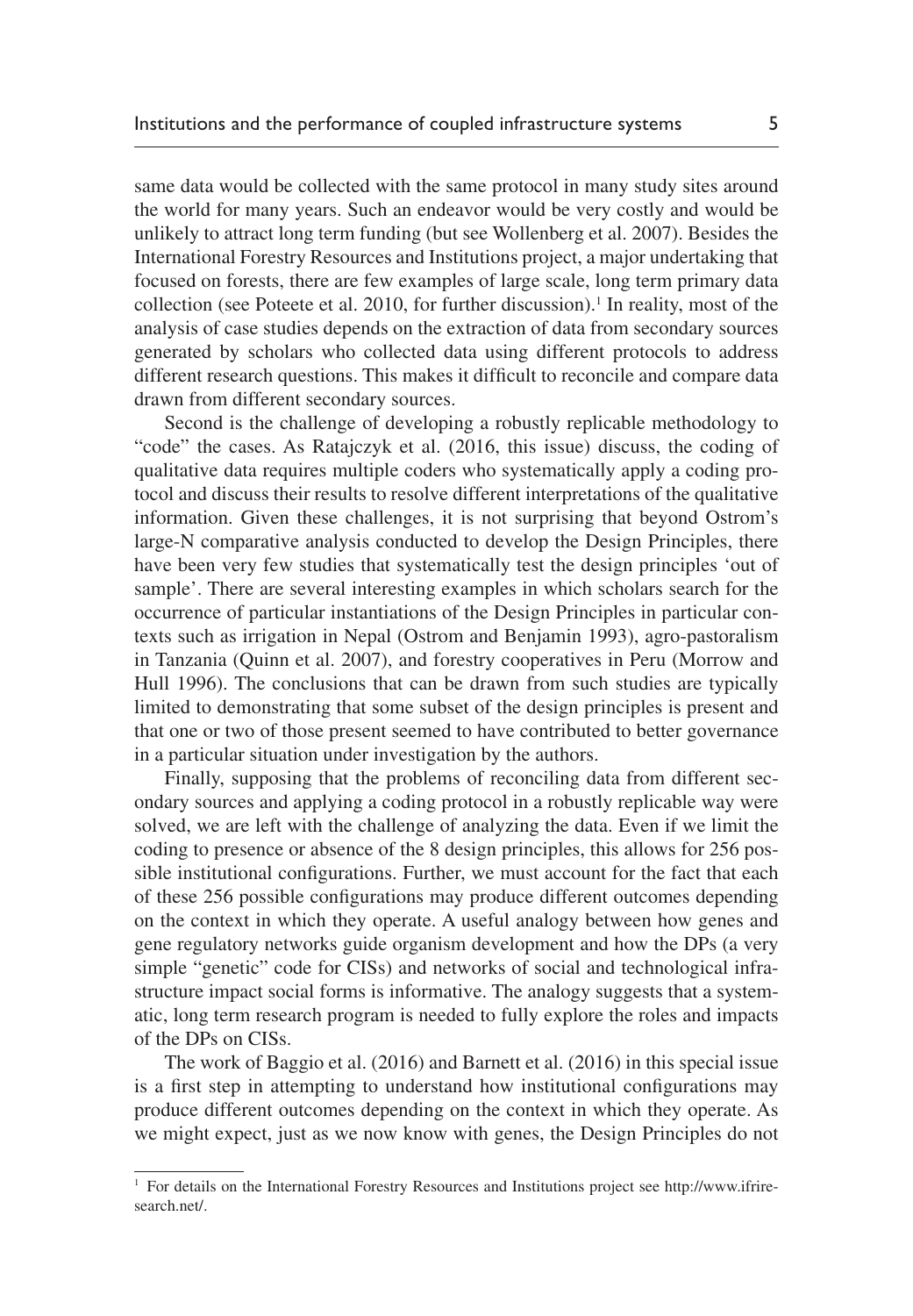same data would be collected with the same protocol in many study sites around the world for many years. Such an endeavor would be very costly and would be unlikely to attract long term funding (but see Wollenberg et al. 2007). Besides the International Forestry Resources and Institutions project, a major undertaking that focused on forests, there are few examples of large scale, long term primary data collection (see Poteete et al. 2010, for further discussion).[1] In reality, most of the analysis of case studies depends on the extraction of data from secondary sources generated by scholars who collected data using different protocols to address different research questions. This makes it difficult to reconcile and compare data drawn from different secondary sources.

Second is the challenge of developing a robustly replicable methodology to "code" the cases. As Ratajczyk et al. (2016, this issue) discuss, the coding of qualitative data requires multiple coders who systematically apply a coding protocol and discuss their results to resolve different interpretations of the qualitative information. Given these challenges, it is not surprising that beyond Ostrom's large-N comparative analysis conducted to develop the Design Principles, there have been very few studies that systematically test the design principles 'out of sample'. There are several interesting examples in which scholars search for the occurrence of particular instantiations of the Design Principles in particular contexts such as irrigation in Nepal (Ostrom and Benjamin 1993), agro-pastoralism in Tanzania (Quinn et al. 2007), and forestry cooperatives in Peru (Morrow and Hull 1996). The conclusions that can be drawn from such studies are typically limited to demonstrating that some subset of the design principles is present and that one or two of those present seemed to have contributed to better governance in a particular situation under investigation by the authors.

Finally, supposing that the problems of reconciling data from different secondary sources and applying a coding protocol in a robustly replicable way were solved, we are left with the challenge of analyzing the data. Even if we limit the coding to presence or absence of the 8 design principles, this allows for 256 possible institutional configurations. Further, we must account for the fact that each of these 256 possible configurations may produce different outcomes depending on the context in which they operate. A useful analogy between how genes and gene regulatory networks guide organism development and how the DPs (a very simple "genetic" code for CISs) and networks of social and technological infrastructure impact social forms is informative. The analogy suggests that a systematic, long term research program is needed to fully explore the roles and impacts of the DPs on CISs.

The work of Baggio et al. (2016) and Barnett et al. (2016) in this special issue is a first step in attempting to understand how institutional configurations may produce different outcomes depending on the context in which they operate. As we might expect, just as we now know with genes, the Design Principles do not

[1] For details on the International Forestry Resources and Institutions project see http://www.ifriresearch.net/.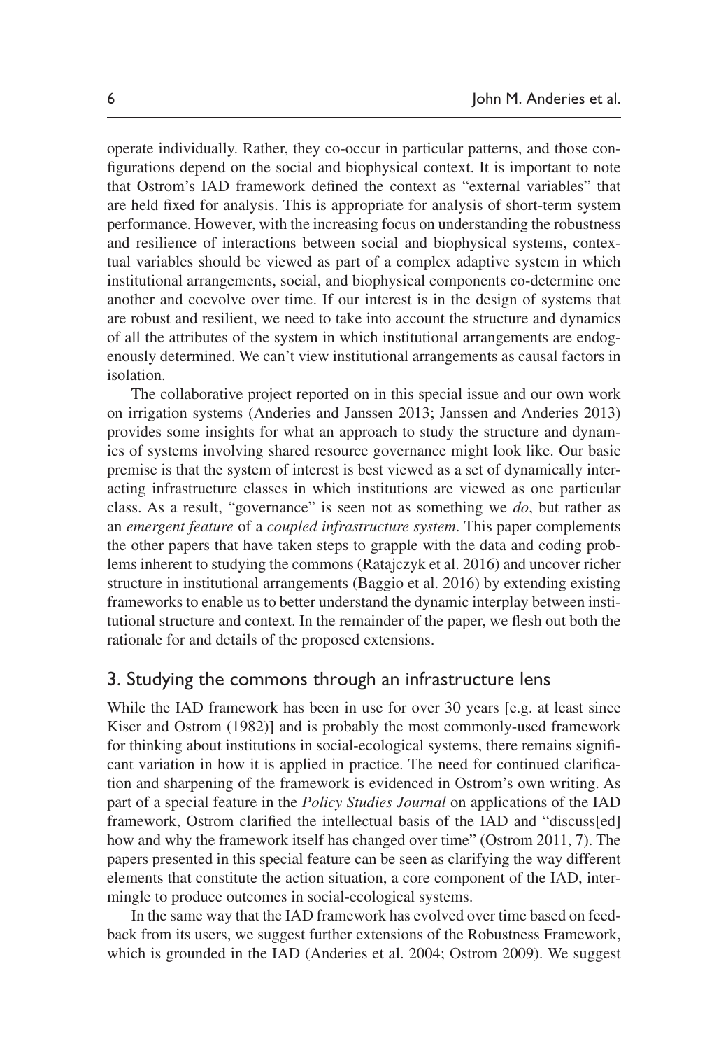operate individually. Rather, they co-occur in particular patterns, and those configurations depend on the social and biophysical context. It is important to note that Ostrom's IAD framework defined the context as "external variables" that are held fixed for analysis. This is appropriate for analysis of short-term system performance. However, with the increasing focus on understanding the robustness and resilience of interactions between social and biophysical systems, contextual variables should be viewed as part of a complex adaptive system in which institutional arrangements, social, and biophysical components co-determine one another and coevolve over time. If our interest is in the design of systems that are robust and resilient, we need to take into account the structure and dynamics of all the attributes of the system in which institutional arrangements are endogenously determined. We can't view institutional arrangements as causal factors in isolation.

The collaborative project reported on in this special issue and our own work on irrigation systems (Anderies and Janssen 2013; Janssen and Anderies 2013) provides some insights for what an approach to study the structure and dynamics of systems involving shared resource governance might look like. Our basic premise is that the system of interest is best viewed as a set of dynamically interacting infrastructure classes in which institutions are viewed as one particular class. As a result, "governance" is seen not as something we *do*, but rather as an *emergent feature* of a *coupled infrastructure system*. This paper complements the other papers that have taken steps to grapple with the data and coding problems inherent to studying the commons (Ratajczyk et al. 2016) and uncover richer structure in institutional arrangements (Baggio et al. 2016) by extending existing frameworks to enable us to better understand the dynamic interplay between institutional structure and context. In the remainder of the paper, we flesh out both the rationale for and details of the proposed extensions.

## 3. Studying the commons through an infrastructure lens

While the IAD framework has been in use for over 30 years [e.g. at least since Kiser and Ostrom (1982)] and is probably the most commonly-used framework for thinking about institutions in social-ecological systems, there remains significant variation in how it is applied in practice. The need for continued clarification and sharpening of the framework is evidenced in Ostrom's own writing. As part of a special feature in the *Policy Studies Journal* on applications of the IAD framework, Ostrom clarified the intellectual basis of the IAD and "discuss[ed] how and why the framework itself has changed over time" (Ostrom 2011, 7). The papers presented in this special feature can be seen as clarifying the way different elements that constitute the action situation, a core component of the IAD, intermingle to produce outcomes in social-ecological systems.

In the same way that the IAD framework has evolved over time based on feedback from its users, we suggest further extensions of the Robustness Framework, which is grounded in the IAD (Anderies et al. 2004; Ostrom 2009). We suggest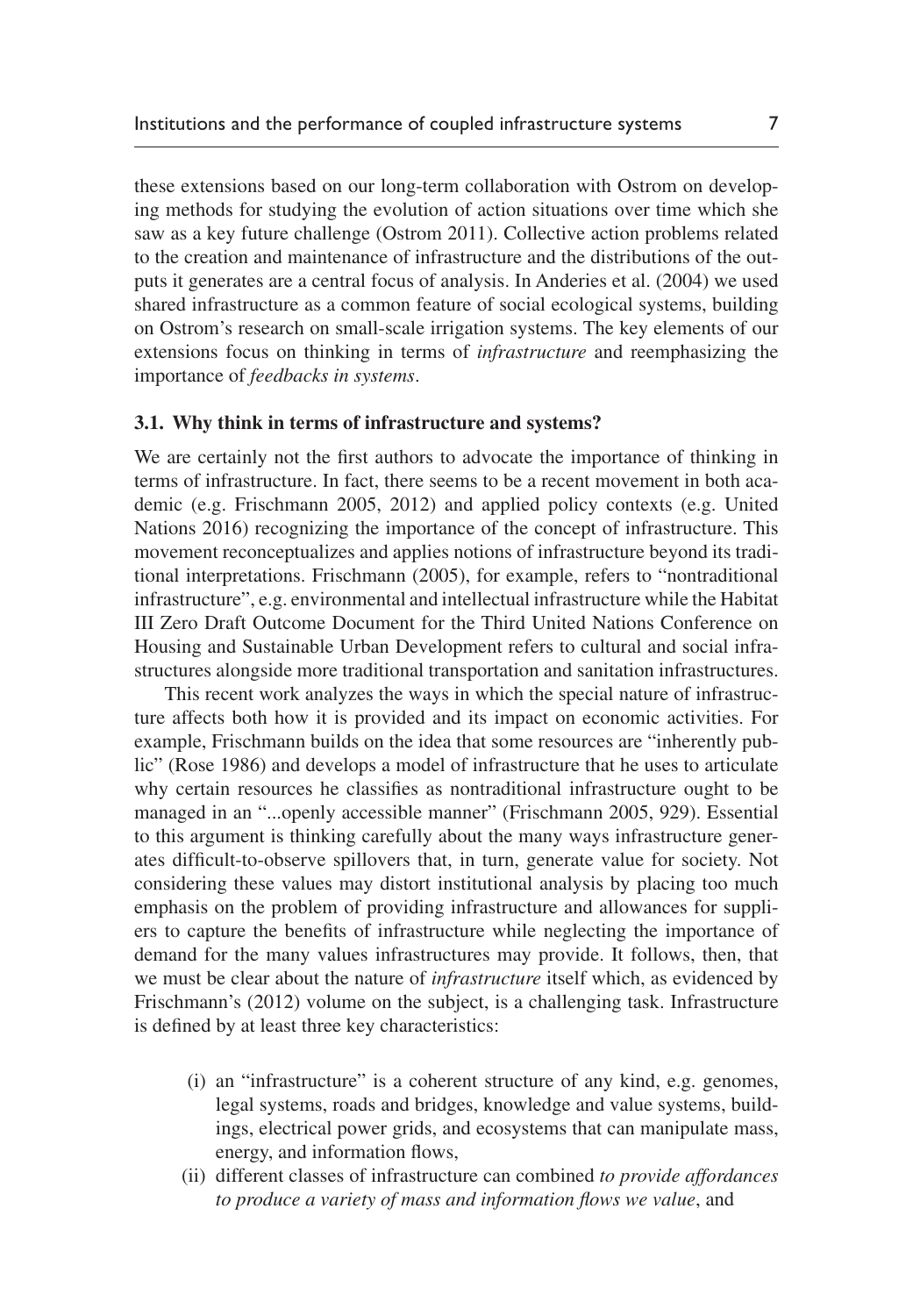these extensions based on our long-term collaboration with Ostrom on developing methods for studying the evolution of action situations over time which she saw as a key future challenge (Ostrom 2011). Collective action problems related to the creation and maintenance of infrastructure and the distributions of the outputs it generates are a central focus of analysis. In Anderies et al. (2004) we used shared infrastructure as a common feature of social ecological systems, building on Ostrom's research on small-scale irrigation systems. The key elements of our extensions focus on thinking in terms of *infrastructure* and reemphasizing the importance of *feedbacks in systems*.

### 3.1. Why think in terms of infrastructure and systems?

We are certainly not the first authors to advocate the importance of thinking in terms of infrastructure. In fact, there seems to be a recent movement in both academic (e.g. Frischmann 2005, 2012) and applied policy contexts (e.g. United Nations 2016) recognizing the importance of the concept of infrastructure. This movement reconceptualizes and applies notions of infrastructure beyond its traditional interpretations. Frischmann (2005), for example, refers to "nontraditional infrastructure", e.g. environmental and intellectual infrastructure while the Habitat III Zero Draft Outcome Document for the Third United Nations Conference on Housing and Sustainable Urban Development refers to cultural and social infrastructures alongside more traditional transportation and sanitation infrastructures.

This recent work analyzes the ways in which the special nature of infrastructure affects both how it is provided and its impact on economic activities. For example, Frischmann builds on the idea that some resources are "inherently public" (Rose 1986) and develops a model of infrastructure that he uses to articulate why certain resources he classifies as nontraditional infrastructure ought to be managed in an "...openly accessible manner" (Frischmann 2005, 929). Essential to this argument is thinking carefully about the many ways infrastructure generates difficult-to-observe spillovers that, in turn, generate value for society. Not considering these values may distort institutional analysis by placing too much emphasis on the problem of providing infrastructure and allowances for suppliers to capture the benefits of infrastructure while neglecting the importance of demand for the many values infrastructures may provide. It follows, then, that we must be clear about the nature of *infrastructure* itself which, as evidenced by Frischmann's (2012) volume on the subject, is a challenging task. Infrastructure is defined by at least three key characteristics:

(i) an "infrastructure" is a coherent structure of any kind, e.g. genomes, legal systems, roads and bridges, knowledge and value systems, buildings, electrical power grids, and ecosystems that can manipulate mass, energy, and information flows,

(ii) different classes of infrastructure can combined *to provide affordances to produce a variety of mass and information flows we value*, and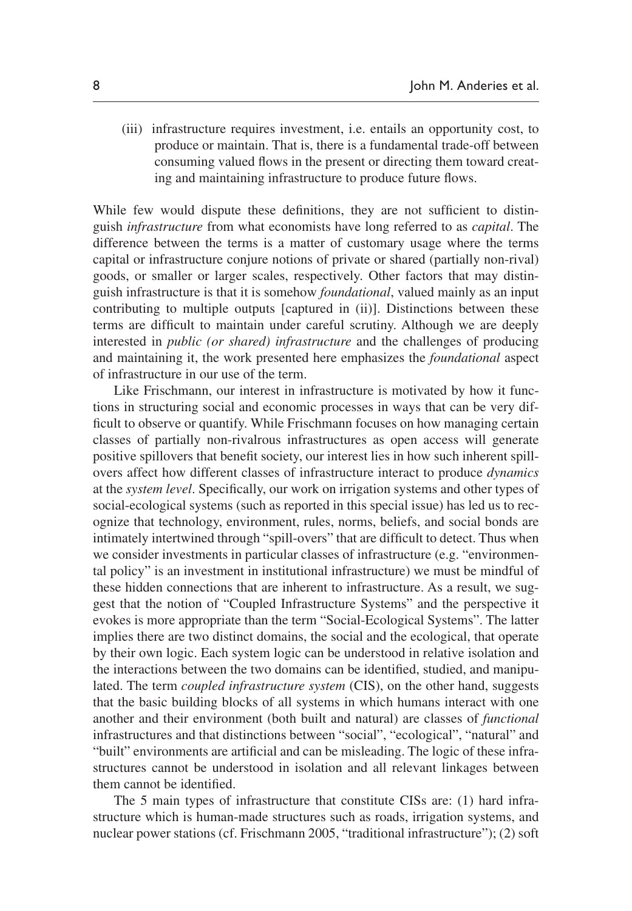(iii) infrastructure requires investment, i.e. entails an opportunity cost, to produce or maintain. That is, there is a fundamental trade-off between consuming valued flows in the present or directing them toward creating and maintaining infrastructure to produce future flows.

While few would dispute these definitions, they are not sufficient to distinguish *infrastructure* from what economists have long referred to as *capital*. The difference between the terms is a matter of customary usage where the terms capital or infrastructure conjure notions of private or shared (partially non-rival) goods, or smaller or larger scales, respectively. Other factors that may distinguish infrastructure is that it is somehow *foundational*, valued mainly as an input contributing to multiple outputs [captured in (ii)]. Distinctions between these terms are difficult to maintain under careful scrutiny. Although we are deeply interested in *public (or shared) infrastructure* and the challenges of producing and maintaining it, the work presented here emphasizes the *foundational* aspect of infrastructure in our use of the term.

Like Frischmann, our interest in infrastructure is motivated by how it functions in structuring social and economic processes in ways that can be very difficult to observe or quantify. While Frischmann focuses on how managing certain classes of partially non-rivalrous infrastructures as open access will generate positive spillovers that benefit society, our interest lies in how such inherent spillovers affect how different classes of infrastructure interact to produce *dynamics* at the *system level*. Specifically, our work on irrigation systems and other types of social-ecological systems (such as reported in this special issue) has led us to recognize that technology, environment, rules, norms, beliefs, and social bonds are intimately intertwined through "spill-overs" that are difficult to detect. Thus when we consider investments in particular classes of infrastructure (e.g. "environmental policy" is an investment in institutional infrastructure) we must be mindful of these hidden connections that are inherent to infrastructure. As a result, we suggest that the notion of "Coupled Infrastructure Systems" and the perspective it evokes is more appropriate than the term "Social-Ecological Systems". The latter implies there are two distinct domains, the social and the ecological, that operate by their own logic. Each system logic can be understood in relative isolation and the interactions between the two domains can be identified, studied, and manipulated. The term *coupled infrastructure system* (CIS), on the other hand, suggests that the basic building blocks of all systems in which humans interact with one another and their environment (both built and natural) are classes of *functional* infrastructures and that distinctions between "social", "ecological", "natural" and "built" environments are artificial and can be misleading. The logic of these infrastructures cannot be understood in isolation and all relevant linkages between them cannot be identified.

The 5 main types of infrastructure that constitute CISs are: (1) hard infrastructure which is human-made structures such as roads, irrigation systems, and nuclear power stations (cf. Frischmann 2005, "traditional infrastructure"); (2) soft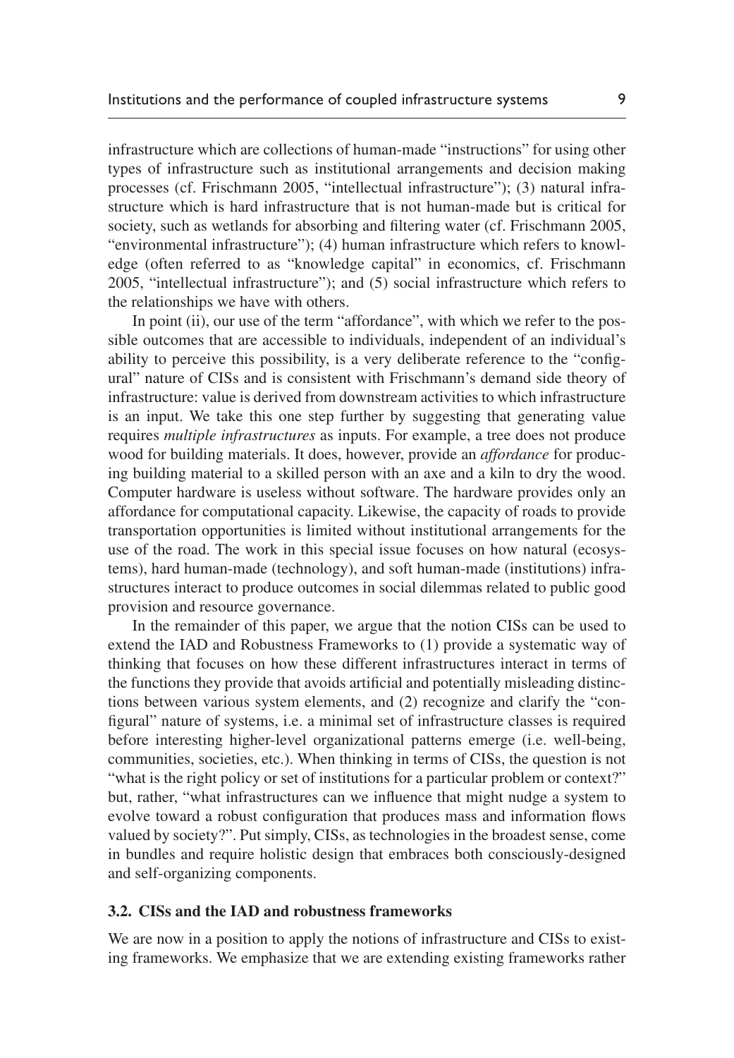infrastructure which are collections of human-made "instructions" for using other types of infrastructure such as institutional arrangements and decision making processes (cf. Frischmann 2005, "intellectual infrastructure"); (3) natural infrastructure which is hard infrastructure that is not human-made but is critical for society, such as wetlands for absorbing and filtering water (cf. Frischmann 2005, "environmental infrastructure"); (4) human infrastructure which refers to knowledge (often referred to as "knowledge capital" in economics, cf. Frischmann 2005, "intellectual infrastructure"); and (5) social infrastructure which refers to the relationships we have with others.

In point (ii), our use of the term "affordance", with which we refer to the possible outcomes that are accessible to individuals, independent of an individual's ability to perceive this possibility, is a very deliberate reference to the "configural" nature of CISs and is consistent with Frischmann's demand side theory of infrastructure: value is derived from downstream activities to which infrastructure is an input. We take this one step further by suggesting that generating value requires *multiple infrastructures* as inputs. For example, a tree does not produce wood for building materials. It does, however, provide an *affordance* for producing building material to a skilled person with an axe and a kiln to dry the wood. Computer hardware is useless without software. The hardware provides only an affordance for computational capacity. Likewise, the capacity of roads to provide transportation opportunities is limited without institutional arrangements for the use of the road. The work in this special issue focuses on how natural (ecosystems), hard human-made (technology), and soft human-made (institutions) infrastructures interact to produce outcomes in social dilemmas related to public good provision and resource governance.

In the remainder of this paper, we argue that the notion CISs can be used to extend the IAD and Robustness Frameworks to (1) provide a systematic way of thinking that focuses on how these different infrastructures interact in terms of the functions they provide that avoids artificial and potentially misleading distinctions between various system elements, and (2) recognize and clarify the "configural" nature of systems, i.e. a minimal set of infrastructure classes is required before interesting higher-level organizational patterns emerge (i.e. well-being, communities, societies, etc.). When thinking in terms of CISs, the question is not "what is the right policy or set of institutions for a particular problem or context?" but, rather, "what infrastructures can we influence that might nudge a system to evolve toward a robust configuration that produces mass and information flows valued by society?". Put simply, CISs, as technologies in the broadest sense, come in bundles and require holistic design that embraces both consciously-designed and self-organizing components.

### 3.2. CISs and the IAD and robustness frameworks

We are now in a position to apply the notions of infrastructure and CISs to existing frameworks. We emphasize that we are extending existing frameworks rather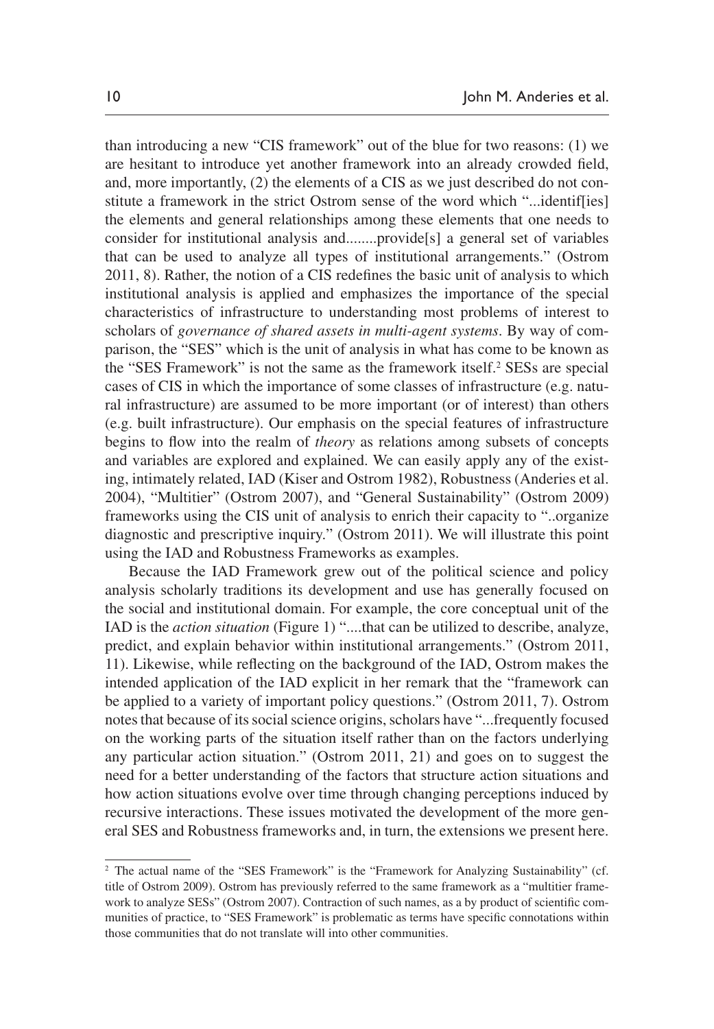than introducing a new "CIS framework" out of the blue for two reasons: (1) we are hesitant to introduce yet another framework into an already crowded field, and, more importantly, (2) the elements of a CIS as we just described do not constitute a framework in the strict Ostrom sense of the word which "...identif[ies] the elements and general relationships among these elements that one needs to consider for institutional analysis and........provide[s] a general set of variables that can be used to analyze all types of institutional arrangements." (Ostrom 2011, 8). Rather, the notion of a CIS redefines the basic unit of analysis to which institutional analysis is applied and emphasizes the importance of the special characteristics of infrastructure to understanding most problems of interest to scholars of *governance of shared assets in multi-agent systems*. By way of comparison, the "SES" which is the unit of analysis in what has come to be known as the "SES Framework" is not the same as the framework itself.[2] SESs are special cases of CIS in which the importance of some classes of infrastructure (e.g. natural infrastructure) are assumed to be more important (or of interest) than others (e.g. built infrastructure). Our emphasis on the special features of infrastructure begins to flow into the realm of *theory* as relations among subsets of concepts and variables are explored and explained. We can easily apply any of the existing, intimately related, IAD (Kiser and Ostrom 1982), Robustness (Anderies et al. 2004), "Multitier" (Ostrom 2007), and "General Sustainability" (Ostrom 2009) frameworks using the CIS unit of analysis to enrich their capacity to "..organize diagnostic and prescriptive inquiry." (Ostrom 2011). We will illustrate this point using the IAD and Robustness Frameworks as examples.

Because the IAD Framework grew out of the political science and policy analysis scholarly traditions its development and use has generally focused on the social and institutional domain. For example, the core conceptual unit of the IAD is the *action situation* (Figure 1) "....that can be utilized to describe, analyze, predict, and explain behavior within institutional arrangements." (Ostrom 2011, 11). Likewise, while reflecting on the background of the IAD, Ostrom makes the intended application of the IAD explicit in her remark that the "framework can be applied to a variety of important policy questions." (Ostrom 2011, 7). Ostrom notes that because of its social science origins, scholars have "...frequently focused on the working parts of the situation itself rather than on the factors underlying any particular action situation." (Ostrom 2011, 21) and goes on to suggest the need for a better understanding of the factors that structure action situations and how action situations evolve over time through changing perceptions induced by recursive interactions. These issues motivated the development of the more general SES and Robustness frameworks and, in turn, the extensions we present here.

[2] The actual name of the "SES Framework" is the "Framework for Analyzing Sustainability" (cf. title of Ostrom 2009). Ostrom has previously referred to the same framework as a "multitier framework to analyze SESs" (Ostrom 2007). Contraction of such names, as a by product of scientific communities of practice, to "SES Framework" is problematic as terms have specific connotations within those communities that do not translate will into other communities.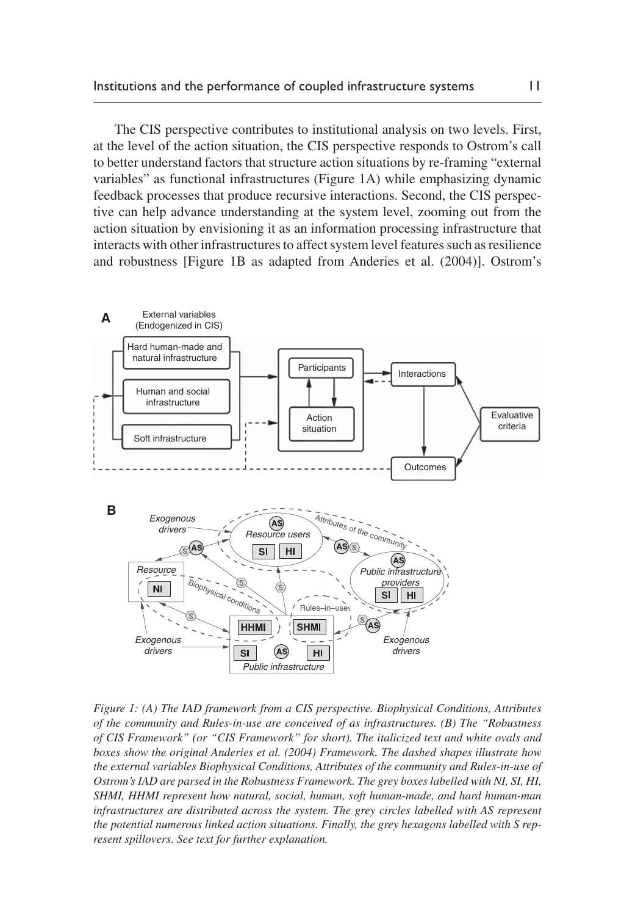The CIS perspective contributes to institutional analysis on two levels. First, at the level of the action situation, the CIS perspective responds to Ostrom's call to better understand factors that structure action situations by re-framing "external variables" as functional infrastructures (Figure 1A) while emphasizing dynamic feedback processes that produce recursive interactions. Second, the CIS perspective can help advance understanding at the system level, zooming out from the action situation by envisioning it as an information processing infrastructure that interacts with other infrastructures to affect system level features such as resilience and robustness [Figure 1B as adapted from Anderies et al. (2004)]. Ostrom's

*Figure 1: (A) The IAD framework from a CIS perspective. Biophysical Conditions, Attributes of the community and Rules-in-use are conceived of as infrastructures. (B) The "Robustness of CIS Framework" (or "CIS Framework" for short). The italicized text and white ovals and boxes show the original Anderies et al. (2004) Framework. The dashed shapes illustrate how the external variables Biophysical Conditions, Attributes of the community and Rules-in-use of Ostrom's IAD are parsed in the Robustness Framework. The grey boxes labelled with NI, SI, HI, SHMI, HHMI represent how natural, social, human, soft human-made, and hard human-man infrastructures are distributed across the system. The grey circles labelled with AS represent the potential numerous linked action situations. Finally, the grey hexagons labelled with S represent spillovers. See text for further explanation.*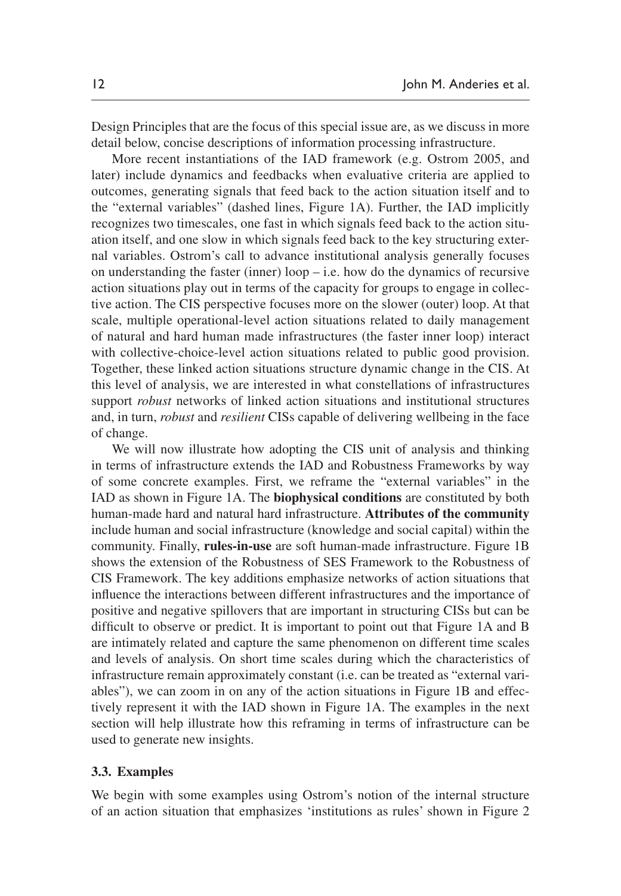Design Principles that are the focus of this special issue are, as we discuss in more detail below, concise descriptions of information processing infrastructure.

More recent instantiations of the IAD framework (e.g. Ostrom 2005, and later) include dynamics and feedbacks when evaluative criteria are applied to outcomes, generating signals that feed back to the action situation itself and to the "external variables" (dashed lines, Figure 1A). Further, the IAD implicitly recognizes two timescales, one fast in which signals feed back to the action situation itself, and one slow in which signals feed back to the key structuring external variables. Ostrom's call to advance institutional analysis generally focuses on understanding the faster (inner) loop – i.e. how do the dynamics of recursive action situations play out in terms of the capacity for groups to engage in collective action. The CIS perspective focuses more on the slower (outer) loop. At that scale, multiple operational-level action situations related to daily management of natural and hard human made infrastructures (the faster inner loop) interact with collective-choice-level action situations related to public good provision. Together, these linked action situations structure dynamic change in the CIS. At this level of analysis, we are interested in what constellations of infrastructures support *robust* networks of linked action situations and institutional structures and, in turn, *robust* and *resilient* CISs capable of delivering wellbeing in the face of change.

We will now illustrate how adopting the CIS unit of analysis and thinking in terms of infrastructure extends the IAD and Robustness Frameworks by way of some concrete examples. First, we reframe the "external variables" in the IAD as shown in Figure 1A. The **biophysical conditions** are constituted by both human-made hard and natural hard infrastructure. **Attributes of the community** include human and social infrastructure (knowledge and social capital) within the community. Finally, **rules-in-use** are soft human-made infrastructure. Figure 1B shows the extension of the Robustness of SES Framework to the Robustness of CIS Framework. The key additions emphasize networks of action situations that influence the interactions between different infrastructures and the importance of positive and negative spillovers that are important in structuring CISs but can be difficult to observe or predict. It is important to point out that Figure 1A and B are intimately related and capture the same phenomenon on different time scales and levels of analysis. On short time scales during which the characteristics of infrastructure remain approximately constant (i.e. can be treated as "external variables"), we can zoom in on any of the action situations in Figure 1B and effectively represent it with the IAD shown in Figure 1A. The examples in the next section will help illustrate how this reframing in terms of infrastructure can be used to generate new insights.

### 3.3. Examples

We begin with some examples using Ostrom's notion of the internal structure of an action situation that emphasizes 'institutions as rules' shown in Figure 2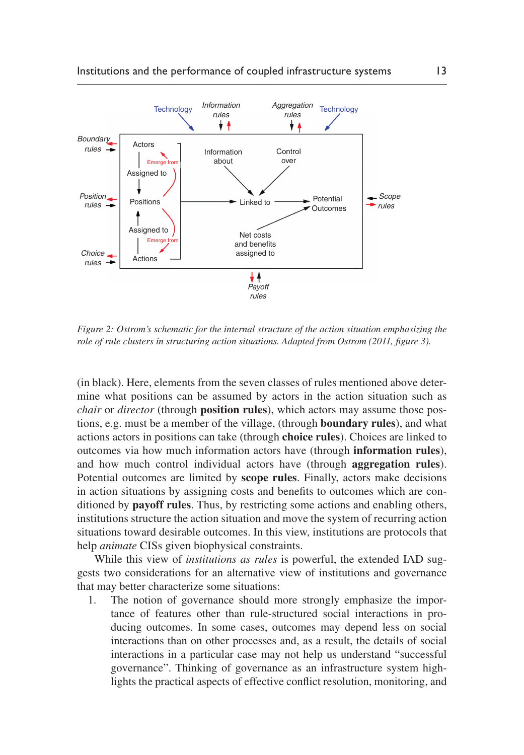Figure 2: Ostrom's schematic for the internal structure of the action situation emphasizing the role of rule clusters in structuring action situations. Adapted from Ostrom (2011, figure 3).

(in black). Here, elements from the seven classes of rules mentioned above determine what positions can be assumed by actors in the action situation such as *chair* or *director* (through **position rules**), which actors may assume those postions, e.g. must be a member of the village, (through **boundary rules**), and what actions actors in positions can take (through **choice rules**). Choices are linked to outcomes via how much information actors have (through **information rules**), and how much control individual actors have (through **aggregation rules**). Potential outcomes are limited by **scope rules**. Finally, actors make decisions in action situations by assigning costs and benefits to outcomes which are conditioned by **payoff rules**. Thus, by restricting some actions and enabling others, institutions structure the action situation and move the system of recurring action situations toward desirable outcomes. In this view, institutions are protocols that help *animate* CISs given biophysical constraints.

While this view of *institutions as rules* is powerful, the extended IAD suggests two considerations for an alternative view of institutions and governance that may better characterize some situations:

1. The notion of governance should more strongly emphasize the importance of features other than rule-structured social interactions in producing outcomes. In some cases, outcomes may depend less on social interactions than on other processes and, as a result, the details of social interactions in a particular case may not help us understand "successful governance". Thinking of governance as an infrastructure system highlights the practical aspects of effective conflict resolution, monitoring, and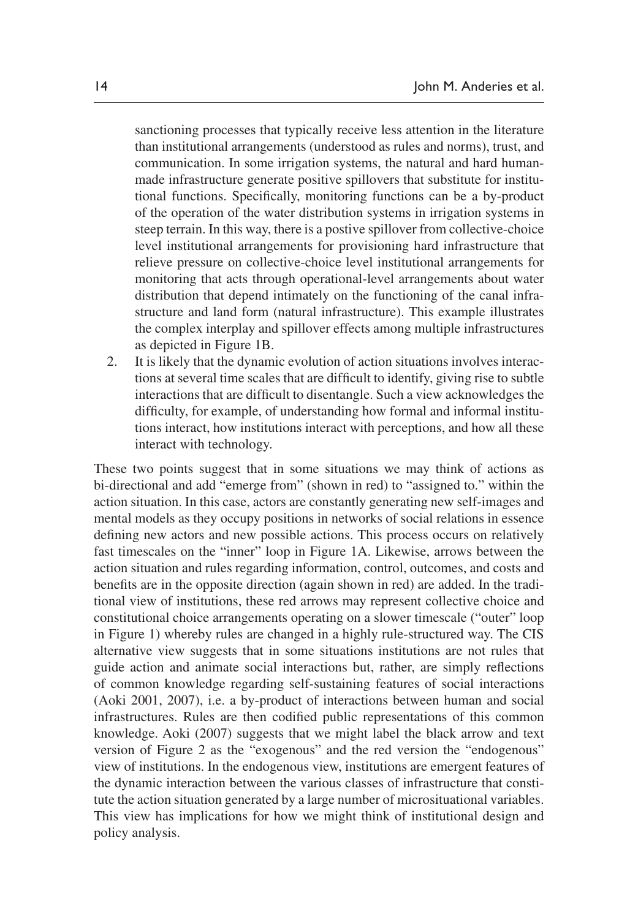sanctioning processes that typically receive less attention in the literature than institutional arrangements (understood as rules and norms), trust, and communication. In some irrigation systems, the natural and hard human-made infrastructure generate positive spillovers that substitute for institutional functions. Specifically, monitoring functions can be a by-product of the operation of the water distribution systems in irrigation systems in steep terrain. In this way, there is a postive spillover from collective-choice level institutional arrangements for provisioning hard infrastructure that relieve pressure on collective-choice level institutional arrangements for monitoring that acts through operational-level arrangements about water distribution that depend intimately on the functioning of the canal infrastructure and land form (natural infrastructure). This example illustrates the complex interplay and spillover effects among multiple infrastructures as depicted in Figure 1B.

2. It is likely that the dynamic evolution of action situations involves interactions at several time scales that are difficult to identify, giving rise to subtle interactions that are difficult to disentangle. Such a view acknowledges the difficulty, for example, of understanding how formal and informal institutions interact, how institutions interact with perceptions, and how all these interact with technology.

These two points suggest that in some situations we may think of actions as bi-directional and add "emerge from" (shown in red) to "assigned to." within the action situation. In this case, actors are constantly generating new self-images and mental models as they occupy positions in networks of social relations in essence defining new actors and new possible actions. This process occurs on relatively fast timescales on the "inner" loop in Figure 1A. Likewise, arrows between the action situation and rules regarding information, control, outcomes, and costs and benefits are in the opposite direction (again shown in red) are added. In the traditional view of institutions, these red arrows may represent collective choice and constitutional choice arrangements operating on a slower timescale ("outer" loop in Figure 1) whereby rules are changed in a highly rule-structured way. The CIS alternative view suggests that in some situations institutions are not rules that guide action and animate social interactions but, rather, are simply reflections of common knowledge regarding self-sustaining features of social interactions (Aoki 2001, 2007), i.e. a by-product of interactions between human and social infrastructures. Rules are then codified public representations of this common knowledge. Aoki (2007) suggests that we might label the black arrow and text version of Figure 2 as the "exogenous" and the red version the "endogenous" view of institutions. In the endogenous view, institutions are emergent features of the dynamic interaction between the various classes of infrastructure that constitute the action situation generated by a large number of microsituational variables. This view has implications for how we might think of institutional design and policy analysis.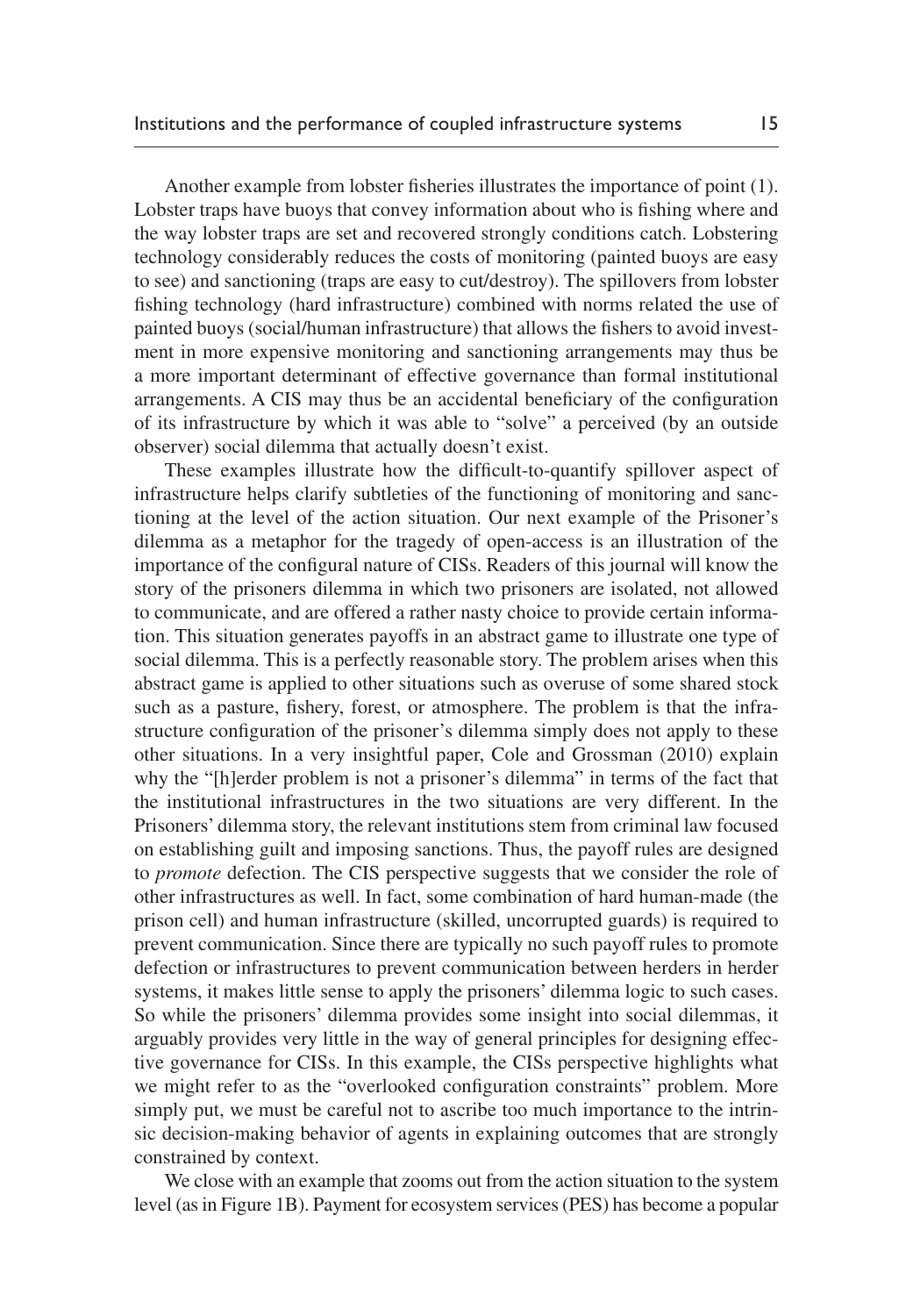Another example from lobster fisheries illustrates the importance of point (1). Lobster traps have buoys that convey information about who is fishing where and the way lobster traps are set and recovered strongly conditions catch. Lobstering technology considerably reduces the costs of monitoring (painted buoys are easy to see) and sanctioning (traps are easy to cut/destroy). The spillovers from lobster fishing technology (hard infrastructure) combined with norms related the use of painted buoys (social/human infrastructure) that allows the fishers to avoid investment in more expensive monitoring and sanctioning arrangements may thus be a more important determinant of effective governance than formal institutional arrangements. A CIS may thus be an accidental beneficiary of the configuration of its infrastructure by which it was able to "solve" a perceived (by an outside observer) social dilemma that actually doesn't exist.

These examples illustrate how the difficult-to-quantify spillover aspect of infrastructure helps clarify subtleties of the functioning of monitoring and sanctioning at the level of the action situation. Our next example of the Prisoner's dilemma as a metaphor for the tragedy of open-access is an illustration of the importance of the configural nature of CISs. Readers of this journal will know the story of the prisoners dilemma in which two prisoners are isolated, not allowed to communicate, and are offered a rather nasty choice to provide certain information. This situation generates payoffs in an abstract game to illustrate one type of social dilemma. This is a perfectly reasonable story. The problem arises when this abstract game is applied to other situations such as overuse of some shared stock such as a pasture, fishery, forest, or atmosphere. The problem is that the infrastructure configuration of the prisoner's dilemma simply does not apply to these other situations. In a very insightful paper, Cole and Grossman (2010) explain why the "[h]erder problem is not a prisoner's dilemma" in terms of the fact that the institutional infrastructures in the two situations are very different. In the Prisoners' dilemma story, the relevant institutions stem from criminal law focused on establishing guilt and imposing sanctions. Thus, the payoff rules are designed to *promote* defection. The CIS perspective suggests that we consider the role of other infrastructures as well. In fact, some combination of hard human-made (the prison cell) and human infrastructure (skilled, uncorrupted guards) is required to prevent communication. Since there are typically no such payoff rules to promote defection or infrastructures to prevent communication between herders in herder systems, it makes little sense to apply the prisoners' dilemma logic to such cases. So while the prisoners' dilemma provides some insight into social dilemmas, it arguably provides very little in the way of general principles for designing effective governance for CISs. In this example, the CISs perspective highlights what we might refer to as the "overlooked configuration constraints" problem. More simply put, we must be careful not to ascribe too much importance to the intrinsic decision-making behavior of agents in explaining outcomes that are strongly constrained by context.

We close with an example that zooms out from the action situation to the system level (as in Figure 1B). Payment for ecosystem services (PES) has become a popular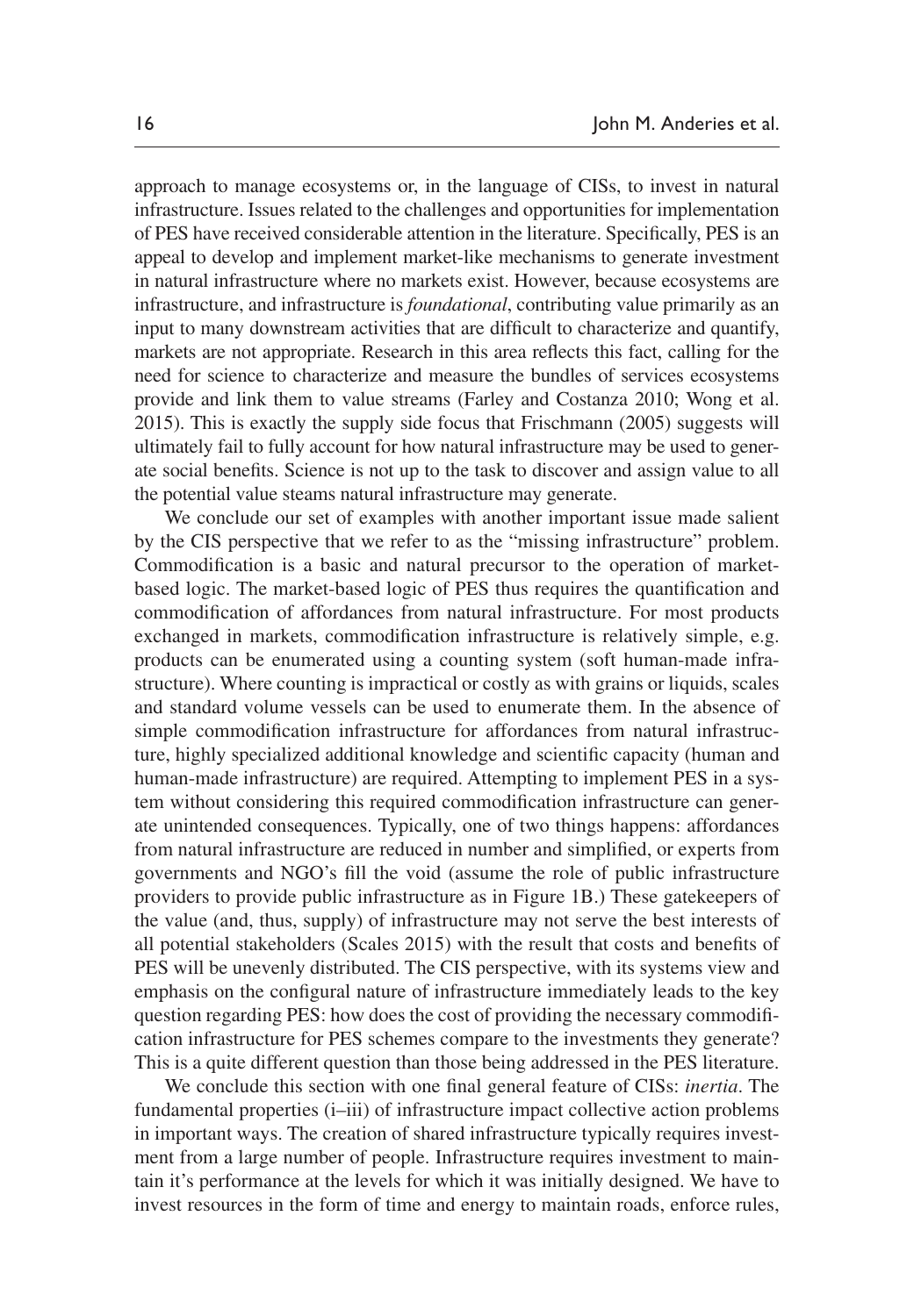approach to manage ecosystems or, in the language of CISs, to invest in natural infrastructure. Issues related to the challenges and opportunities for implementation of PES have received considerable attention in the literature. Specifically, PES is an appeal to develop and implement market-like mechanisms to generate investment in natural infrastructure where no markets exist. However, because ecosystems are infrastructure, and infrastructure is *foundational*, contributing value primarily as an input to many downstream activities that are difficult to characterize and quantify, markets are not appropriate. Research in this area reflects this fact, calling for the need for science to characterize and measure the bundles of services ecosystems provide and link them to value streams (Farley and Costanza 2010; Wong et al. 2015). This is exactly the supply side focus that Frischmann (2005) suggests will ultimately fail to fully account for how natural infrastructure may be used to generate social benefits. Science is not up to the task to discover and assign value to all the potential value steams natural infrastructure may generate.

We conclude our set of examples with another important issue made salient by the CIS perspective that we refer to as the "missing infrastructure" problem. Commodification is a basic and natural precursor to the operation of market-based logic. The market-based logic of PES thus requires the quantification and commodification of affordances from natural infrastructure. For most products exchanged in markets, commodification infrastructure is relatively simple, e.g. products can be enumerated using a counting system (soft human-made infrastructure). Where counting is impractical or costly as with grains or liquids, scales and standard volume vessels can be used to enumerate them. In the absence of simple commodification infrastructure for affordances from natural infrastructure, highly specialized additional knowledge and scientific capacity (human and human-made infrastructure) are required. Attempting to implement PES in a system without considering this required commodification infrastructure can generate unintended consequences. Typically, one of two things happens: affordances from natural infrastructure are reduced in number and simplified, or experts from governments and NGO's fill the void (assume the role of public infrastructure providers to provide public infrastructure as in Figure 1B.) These gatekeepers of the value (and, thus, supply) of infrastructure may not serve the best interests of all potential stakeholders (Scales 2015) with the result that costs and benefits of PES will be unevenly distributed. The CIS perspective, with its systems view and emphasis on the configural nature of infrastructure immediately leads to the key question regarding PES: how does the cost of providing the necessary commodification infrastructure for PES schemes compare to the investments they generate? This is a quite different question than those being addressed in the PES literature.

We conclude this section with one final general feature of CISs: *inertia*. The fundamental properties (i–iii) of infrastructure impact collective action problems in important ways. The creation of shared infrastructure typically requires investment from a large number of people. Infrastructure requires investment to maintain it's performance at the levels for which it was initially designed. We have to invest resources in the form of time and energy to maintain roads, enforce rules,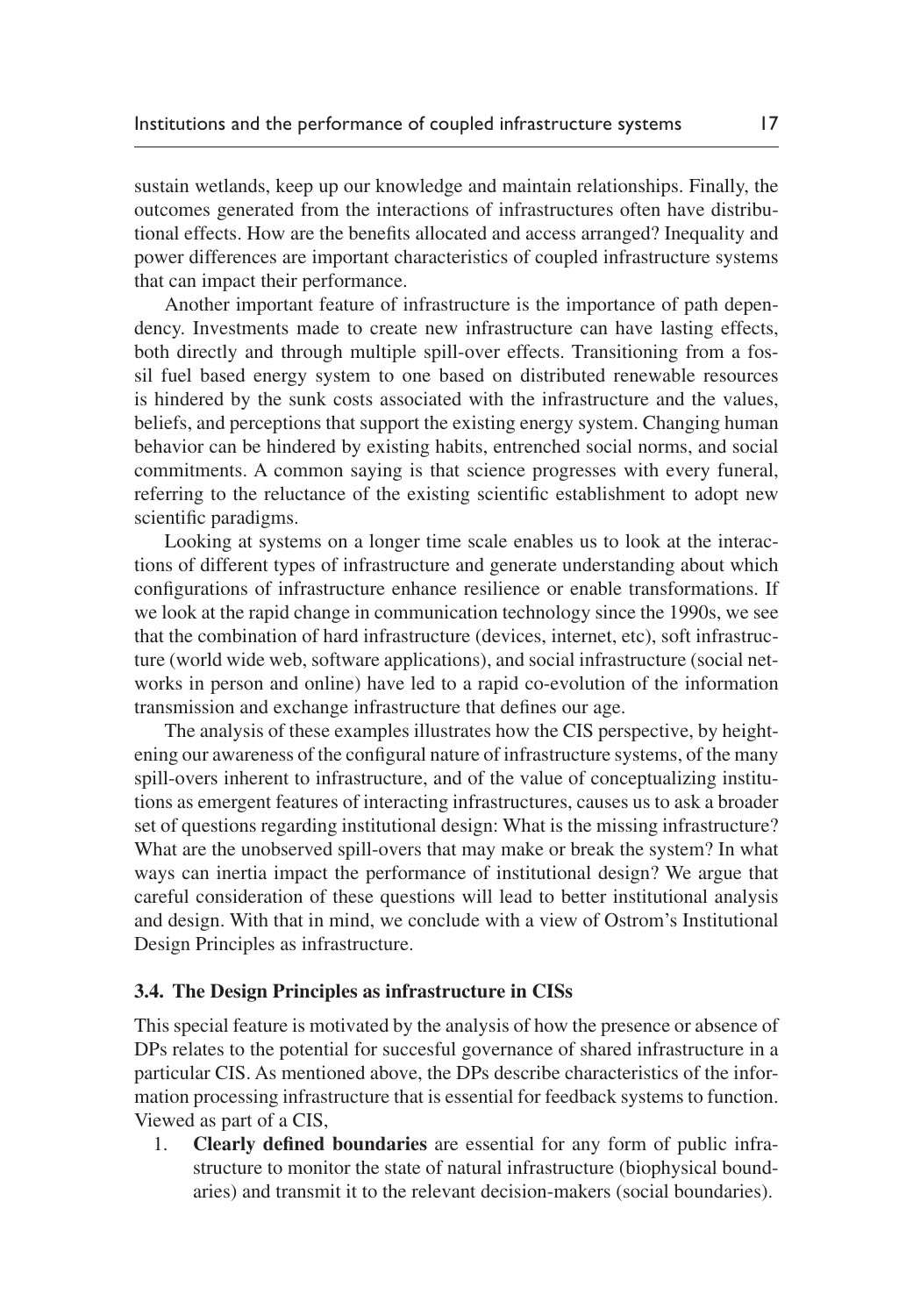sustain wetlands, keep up our knowledge and maintain relationships. Finally, the outcomes generated from the interactions of infrastructures often have distributional effects. How are the benefits allocated and access arranged? Inequality and power differences are important characteristics of coupled infrastructure systems that can impact their performance.

Another important feature of infrastructure is the importance of path dependency. Investments made to create new infrastructure can have lasting effects, both directly and through multiple spill-over effects. Transitioning from a fossil fuel based energy system to one based on distributed renewable resources is hindered by the sunk costs associated with the infrastructure and the values, beliefs, and perceptions that support the existing energy system. Changing human behavior can be hindered by existing habits, entrenched social norms, and social commitments. A common saying is that science progresses with every funeral, referring to the reluctance of the existing scientific establishment to adopt new scientific paradigms.

Looking at systems on a longer time scale enables us to look at the interactions of different types of infrastructure and generate understanding about which configurations of infrastructure enhance resilience or enable transformations. If we look at the rapid change in communication technology since the 1990s, we see that the combination of hard infrastructure (devices, internet, etc), soft infrastructure (world wide web, software applications), and social infrastructure (social networks in person and online) have led to a rapid co-evolution of the information transmission and exchange infrastructure that defines our age.

The analysis of these examples illustrates how the CIS perspective, by heightening our awareness of the configural nature of infrastructure systems, of the many spill-overs inherent to infrastructure, and of the value of conceptualizing institutions as emergent features of interacting infrastructures, causes us to ask a broader set of questions regarding institutional design: What is the missing infrastructure? What are the unobserved spill-overs that may make or break the system? In what ways can inertia impact the performance of institutional design? We argue that careful consideration of these questions will lead to better institutional analysis and design. With that in mind, we conclude with a view of Ostrom's Institutional Design Principles as infrastructure.

### 3.4. The Design Principles as infrastructure in CISs

This special feature is motivated by the analysis of how the presence or absence of DPs relates to the potential for succesful governance of shared infrastructure in a particular CIS. As mentioned above, the DPs describe characteristics of the information processing infrastructure that is essential for feedback systems to function. Viewed as part of a CIS,

1. **Clearly defined boundaries** are essential for any form of public infrastructure to monitor the state of natural infrastructure (biophysical boundaries) and transmit it to the relevant decision-makers (social boundaries).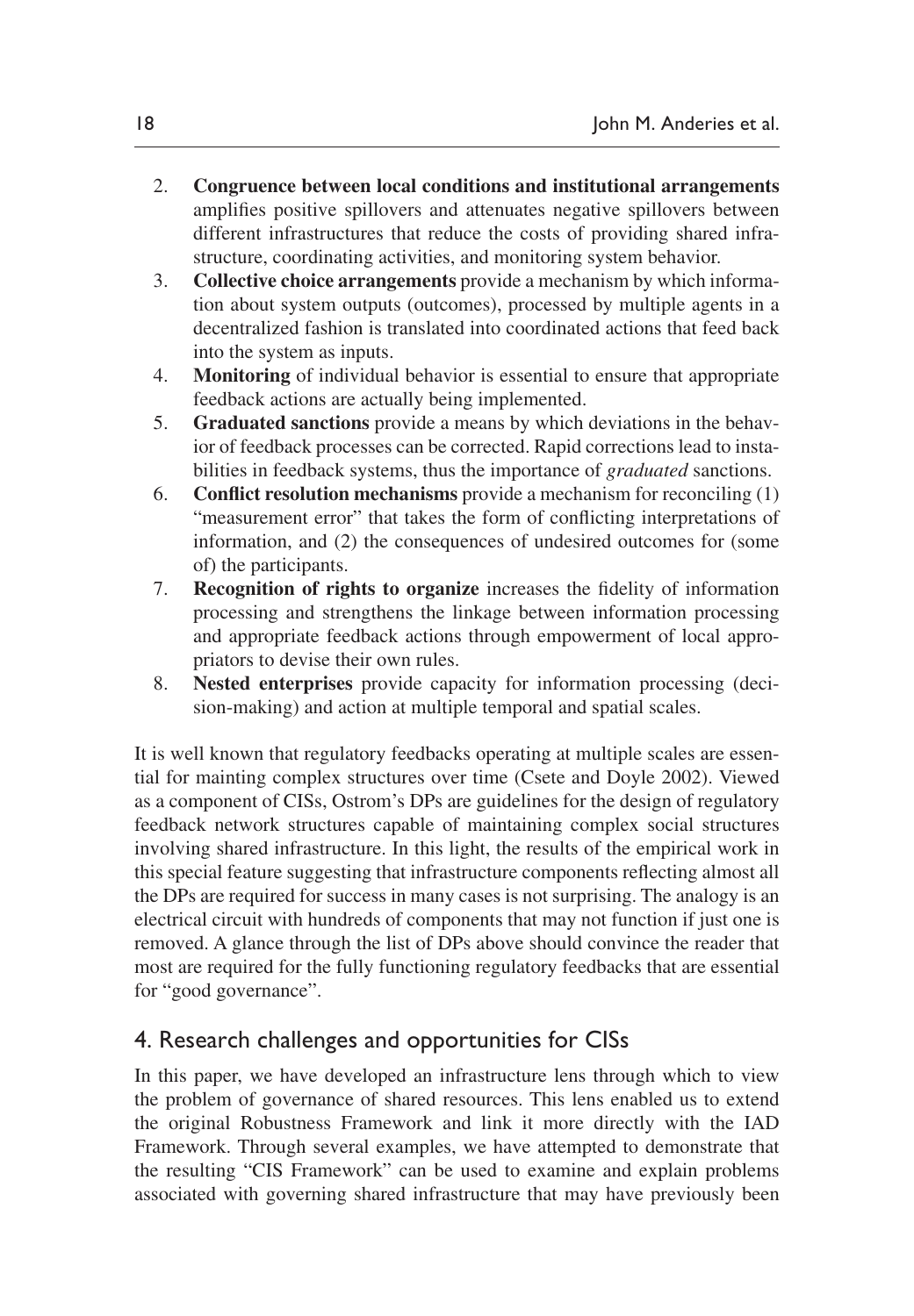2. **Congruence between local conditions and institutional arrangements** amplifies positive spillovers and attenuates negative spillovers between different infrastructures that reduce the costs of providing shared infrastructure, coordinating activities, and monitoring system behavior.
3. **Collective choice arrangements** provide a mechanism by which information about system outputs (outcomes), processed by multiple agents in a decentralized fashion is translated into coordinated actions that feed back into the system as inputs.
4. **Monitoring** of individual behavior is essential to ensure that appropriate feedback actions are actually being implemented.
5. **Graduated sanctions** provide a means by which deviations in the behavior of feedback processes can be corrected. Rapid corrections lead to instabilities in feedback systems, thus the importance of *graduated* sanctions.
6. **Conflict resolution mechanisms** provide a mechanism for reconciling (1) "measurement error" that takes the form of conflicting interpretations of information, and (2) the consequences of undesired outcomes for (some of) the participants.
7. **Recognition of rights to organize** increases the fidelity of information processing and strengthens the linkage between information processing and appropriate feedback actions through empowerment of local appropriators to devise their own rules.
8. **Nested enterprises** provide capacity for information processing (decision-making) and action at multiple temporal and spatial scales.

It is well known that regulatory feedbacks operating at multiple scales are essential for mainting complex structures over time (Csete and Doyle 2002). Viewed as a component of CISs, Ostrom's DPs are guidelines for the design of regulatory feedback network structures capable of maintaining complex social structures involving shared infrastructure. In this light, the results of the empirical work in this special feature suggesting that infrastructure components reflecting almost all the DPs are required for success in many cases is not surprising. The analogy is an electrical circuit with hundreds of components that may not function if just one is removed. A glance through the list of DPs above should convince the reader that most are required for the fully functioning regulatory feedbacks that are essential for "good governance".

## 4. Research challenges and opportunities for CISs

In this paper, we have developed an infrastructure lens through which to view the problem of governance of shared resources. This lens enabled us to extend the original Robustness Framework and link it more directly with the IAD Framework. Through several examples, we have attempted to demonstrate that the resulting "CIS Framework" can be used to examine and explain problems associated with governing shared infrastructure that may have previously been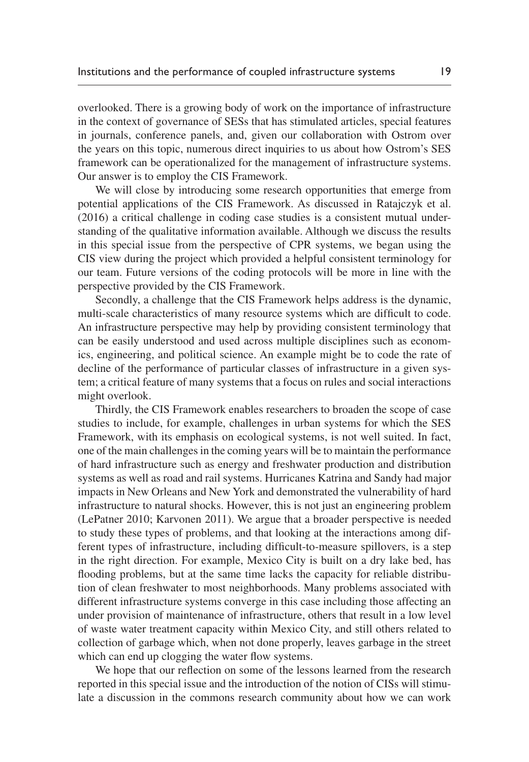overlooked. There is a growing body of work on the importance of infrastructure in the context of governance of SESs that has stimulated articles, special features in journals, conference panels, and, given our collaboration with Ostrom over the years on this topic, numerous direct inquiries to us about how Ostrom's SES framework can be operationalized for the management of infrastructure systems. Our answer is to employ the CIS Framework.

We will close by introducing some research opportunities that emerge from potential applications of the CIS Framework. As discussed in Ratajczyk et al. (2016) a critical challenge in coding case studies is a consistent mutual understanding of the qualitative information available. Although we discuss the results in this special issue from the perspective of CPR systems, we began using the CIS view during the project which provided a helpful consistent terminology for our team. Future versions of the coding protocols will be more in line with the perspective provided by the CIS Framework.

Secondly, a challenge that the CIS Framework helps address is the dynamic, multi-scale characteristics of many resource systems which are difficult to code. An infrastructure perspective may help by providing consistent terminology that can be easily understood and used across multiple disciplines such as economics, engineering, and political science. An example might be to code the rate of decline of the performance of particular classes of infrastructure in a given system; a critical feature of many systems that a focus on rules and social interactions might overlook.

Thirdly, the CIS Framework enables researchers to broaden the scope of case studies to include, for example, challenges in urban systems for which the SES Framework, with its emphasis on ecological systems, is not well suited. In fact, one of the main challenges in the coming years will be to maintain the performance of hard infrastructure such as energy and freshwater production and distribution systems as well as road and rail systems. Hurricanes Katrina and Sandy had major impacts in New Orleans and New York and demonstrated the vulnerability of hard infrastructure to natural shocks. However, this is not just an engineering problem (LePatner 2010; Karvonen 2011). We argue that a broader perspective is needed to study these types of problems, and that looking at the interactions among different types of infrastructure, including difficult-to-measure spillovers, is a step in the right direction. For example, Mexico City is built on a dry lake bed, has flooding problems, but at the same time lacks the capacity for reliable distribution of clean freshwater to most neighborhoods. Many problems associated with different infrastructure systems converge in this case including those affecting an under provision of maintenance of infrastructure, others that result in a low level of waste water treatment capacity within Mexico City, and still others related to collection of garbage which, when not done properly, leaves garbage in the street which can end up clogging the water flow systems.

We hope that our reflection on some of the lessons learned from the research reported in this special issue and the introduction of the notion of CISs will stimulate a discussion in the commons research community about how we can work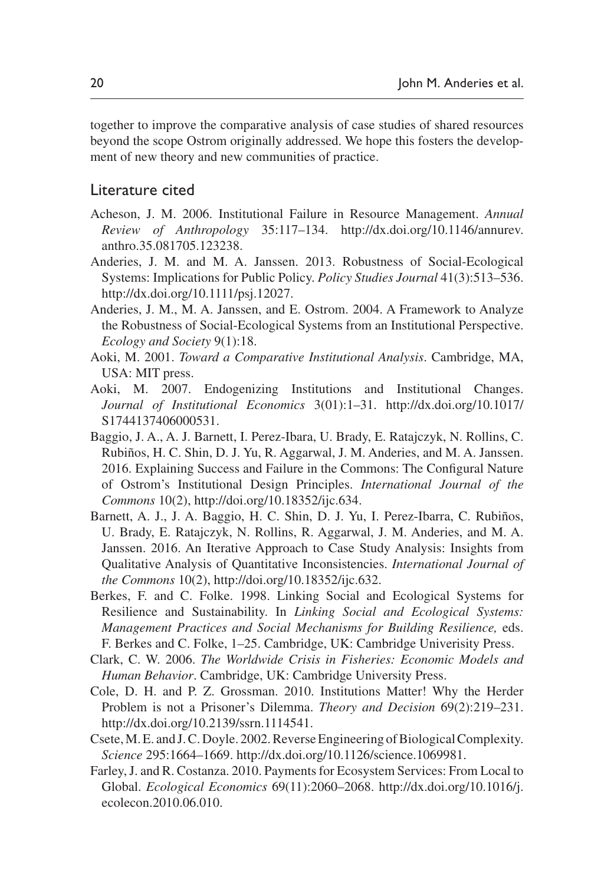together to improve the comparative analysis of case studies of shared resources beyond the scope Ostrom originally addressed. We hope this fosters the development of new theory and new communities of practice.

## Literature cited

Acheson, J. M. 2006. Institutional Failure in Resource Management. *Annual Review of Anthropology* 35:117–134. http://dx.doi.org/10.1146/annurev.anthro.35.081705.123238.

Anderies, J. M. and M. A. Janssen. 2013. Robustness of Social-Ecological Systems: Implications for Public Policy. *Policy Studies Journal* 41(3):513–536. http://dx.doi.org/10.1111/psj.12027.

Anderies, J. M., M. A. Janssen, and E. Ostrom. 2004. A Framework to Analyze the Robustness of Social-Ecological Systems from an Institutional Perspective. *Ecology and Society* 9(1):18.

Aoki, M. 2001. *Toward a Comparative Institutional Analysis*. Cambridge, MA, USA: MIT press.

Aoki, M. 2007. Endogenizing Institutions and Institutional Changes. *Journal of Institutional Economics* 3(01):1–31. http://dx.doi.org/10.1017/S1744137406000531.

Baggio, J. A., A. J. Barnett, I. Perez-Ibara, U. Brady, E. Ratajczyk, N. Rollins, C. Rubiños, H. C. Shin, D. J. Yu, R. Aggarwal, J. M. Anderies, and M. A. Janssen. 2016. Explaining Success and Failure in the Commons: The Configural Nature of Ostrom's Institutional Design Principles. *International Journal of the Commons* 10(2), http://doi.org/10.18352/ijc.634.

Barnett, A. J., J. A. Baggio, H. C. Shin, D. J. Yu, I. Perez-Ibarra, C. Rubiños, U. Brady, E. Ratajczyk, N. Rollins, R. Aggarwal, J. M. Anderies, and M. A. Janssen. 2016. An Iterative Approach to Case Study Analysis: Insights from Qualitative Analysis of Quantitative Inconsistencies. *International Journal of the Commons* 10(2), http://doi.org/10.18352/ijc.632.

Berkes, F. and C. Folke. 1998. Linking Social and Ecological Systems for Resilience and Sustainability. In *Linking Social and Ecological Systems: Management Practices and Social Mechanisms for Building Resilience,* eds. F. Berkes and C. Folke, 1–25. Cambridge, UK: Cambridge Univerisity Press.

Clark, C. W. 2006. *The Worldwide Crisis in Fisheries: Economic Models and Human Behavior*. Cambridge, UK: Cambridge University Press.

Cole, D. H. and P. Z. Grossman. 2010. Institutions Matter! Why the Herder Problem is not a Prisoner's Dilemma. *Theory and Decision* 69(2):219–231. http://dx.doi.org/10.2139/ssrn.1114541.

Csete, M. E. and J. C. Doyle. 2002. Reverse Engineering of Biological Complexity. *Science* 295:1664–1669. http://dx.doi.org/10.1126/science.1069981.

Farley, J. and R. Costanza. 2010. Payments for Ecosystem Services: From Local to Global. *Ecological Economics* 69(11):2060–2068. http://dx.doi.org/10.1016/j.ecolecon.2010.06.010.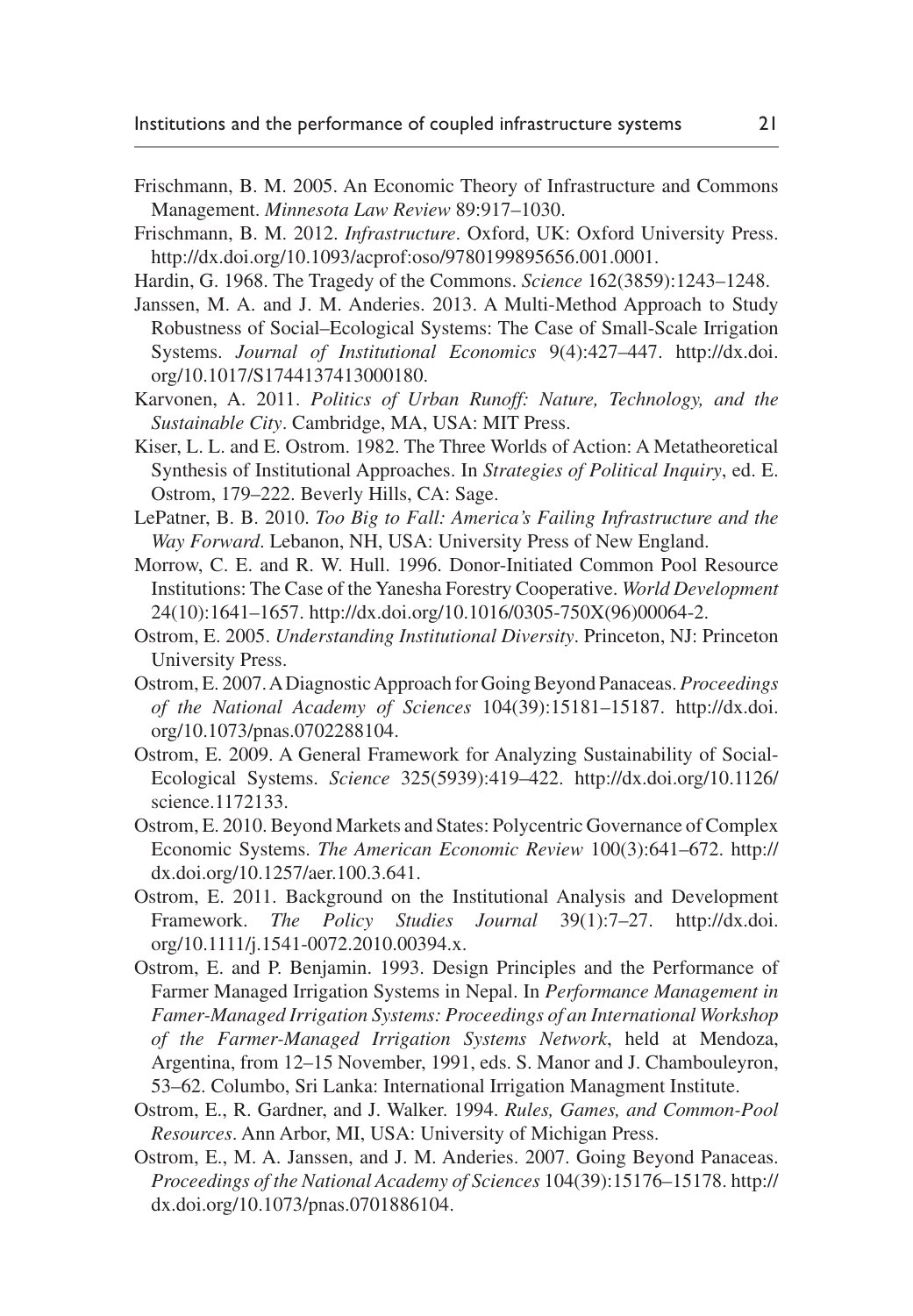Frischmann, B. M. 2005. An Economic Theory of Infrastructure and Commons Management. *Minnesota Law Review* 89:917–1030.

Frischmann, B. M. 2012. *Infrastructure*. Oxford, UK: Oxford University Press. http://dx.doi.org/10.1093/acprof:oso/9780199895656.001.0001.

Hardin, G. 1968. The Tragedy of the Commons. *Science* 162(3859):1243–1248.

Janssen, M. A. and J. M. Anderies. 2013. A Multi-Method Approach to Study Robustness of Social–Ecological Systems: The Case of Small-Scale Irrigation Systems. *Journal of Institutional Economics* 9(4):427–447. http://dx.doi.org/10.1017/S1744137413000180.

Karvonen, A. 2011. *Politics of Urban Runoff: Nature, Technology, and the Sustainable City*. Cambridge, MA, USA: MIT Press.

Kiser, L. L. and E. Ostrom. 1982. The Three Worlds of Action: A Metatheoretical Synthesis of Institutional Approaches. In *Strategies of Political Inquiry*, ed. E. Ostrom, 179–222. Beverly Hills, CA: Sage.

LePatner, B. B. 2010. *Too Big to Fall: America's Failing Infrastructure and the Way Forward*. Lebanon, NH, USA: University Press of New England.

Morrow, C. E. and R. W. Hull. 1996. Donor-Initiated Common Pool Resource Institutions: The Case of the Yanesha Forestry Cooperative. *World Development* 24(10):1641–1657. http://dx.doi.org/10.1016/0305-750X(96)00064-2.

Ostrom, E. 2005. *Understanding Institutional Diversity*. Princeton, NJ: Princeton University Press.

Ostrom, E. 2007. A Diagnostic Approach for Going Beyond Panaceas. *Proceedings of the National Academy of Sciences* 104(39):15181–15187. http://dx.doi.org/10.1073/pnas.0702288104.

Ostrom, E. 2009. A General Framework for Analyzing Sustainability of Social-Ecological Systems. *Science* 325(5939):419–422. http://dx.doi.org/10.1126/science.1172133.

Ostrom, E. 2010. Beyond Markets and States: Polycentric Governance of Complex Economic Systems. *The American Economic Review* 100(3):641–672. http://dx.doi.org/10.1257/aer.100.3.641.

Ostrom, E. 2011. Background on the Institutional Analysis and Development Framework. *The Policy Studies Journal* 39(1):7–27. http://dx.doi.org/10.1111/j.1541-0072.2010.00394.x.

Ostrom, E. and P. Benjamin. 1993. Design Principles and the Performance of Farmer Managed Irrigation Systems in Nepal. In *Performance Management in Famer-Managed Irrigation Systems: Proceedings of an International Workshop of the Farmer-Managed Irrigation Systems Network*, held at Mendoza, Argentina, from 12–15 November, 1991, eds. S. Manor and J. Chambouleyron, 53–62. Columbo, Sri Lanka: International Irrigation Managment Institute.

Ostrom, E., R. Gardner, and J. Walker. 1994. *Rules, Games, and Common-Pool Resources*. Ann Arbor, MI, USA: University of Michigan Press.

Ostrom, E., M. A. Janssen, and J. M. Anderies. 2007. Going Beyond Panaceas. *Proceedings of the National Academy of Sciences* 104(39):15176–15178. http://dx.doi.org/10.1073/pnas.0701886104.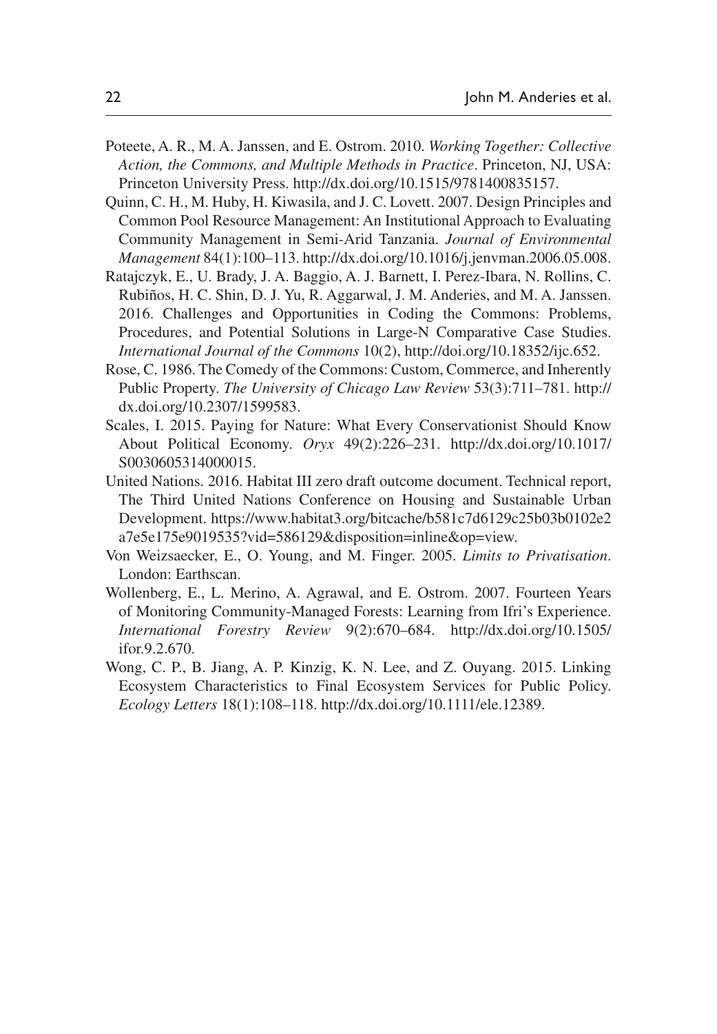Poteete, A. R., M. A. Janssen, and E. Ostrom. 2010. *Working Together: Collective Action, the Commons, and Multiple Methods in Practice*. Princeton, NJ, USA: Princeton University Press. http://dx.doi.org/10.1515/9781400835157.

Quinn, C. H., M. Huby, H. Kiwasila, and J. C. Lovett. 2007. Design Principles and Common Pool Resource Management: An Institutional Approach to Evaluating Community Management in Semi-Arid Tanzania. *Journal of Environmental Management* 84(1):100–113. http://dx.doi.org/10.1016/j.jenvman.2006.05.008.

Ratajczyk, E., U. Brady, J. A. Baggio, A. J. Barnett, I. Perez-Ibara, N. Rollins, C. Rubiños, H. C. Shin, D. J. Yu, R. Aggarwal, J. M. Anderies, and M. A. Janssen. 2016. Challenges and Opportunities in Coding the Commons: Problems, Procedures, and Potential Solutions in Large-N Comparative Case Studies. *International Journal of the Commons* 10(2), http://doi.org/10.18352/ijc.652.

Rose, C. 1986. The Comedy of the Commons: Custom, Commerce, and Inherently Public Property. *The University of Chicago Law Review* 53(3):711–781. http://dx.doi.org/10.2307/1599583.

Scales, I. 2015. Paying for Nature: What Every Conservationist Should Know About Political Economy. *Oryx* 49(2):226–231. http://dx.doi.org/10.1017/S0030605314000015.

United Nations. 2016. Habitat III zero draft outcome document. Technical report, The Third United Nations Conference on Housing and Sustainable Urban Development. https://www.habitat3.org/bitcache/b581c7d6129c25b03b0102e2a7e5e175e9019535?vid=586129&disposition=inline&op=view.

Von Weizsaecker, E., O. Young, and M. Finger. 2005. *Limits to Privatisation*. London: Earthscan.

Wollenberg, E., L. Merino, A. Agrawal, and E. Ostrom. 2007. Fourteen Years of Monitoring Community-Managed Forests: Learning from Ifri's Experience. *International Forestry Review* 9(2):670–684. http://dx.doi.org/10.1505/ifor.9.2.670.

Wong, C. P., B. Jiang, A. P. Kinzig, K. N. Lee, and Z. Ouyang. 2015. Linking Ecosystem Characteristics to Final Ecosystem Services for Public Policy. *Ecology Letters* 18(1):108–118. http://dx.doi.org/10.1111/ele.12389.